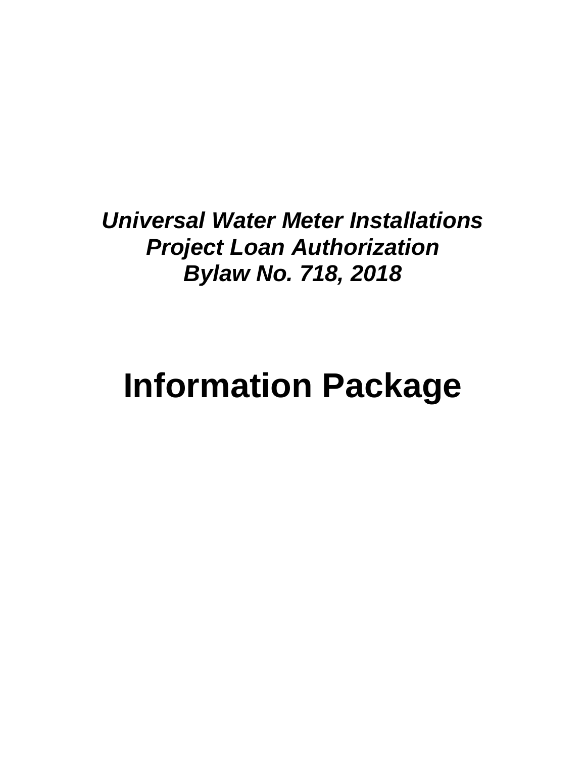***Universal Water Meter Installations***
***Project Loan Authorization***
***Bylaw No. 718, 2018***

# Information Package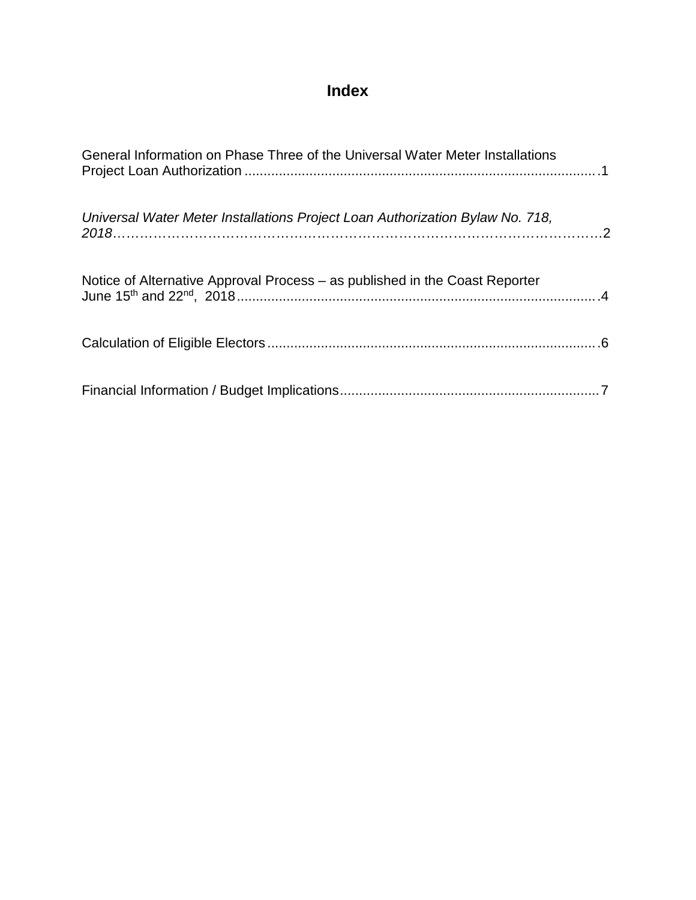# Index

General Information on Phase Three of the Universal Water Meter Installations Project Loan Authorization ........................................................................................... 1

*Universal Water Meter Installations Project Loan Authorization Bylaw No. 718, 2018*……………………………………………………………………………………………….2

Notice of Alternative Approval Process – as published in the Coast Reporter June 15th and 22nd, 2018 ............................................................................................. 4

Calculation of Eligible Electors ..................................................................................... 6

Financial Information / Budget Implications ................................................................... 7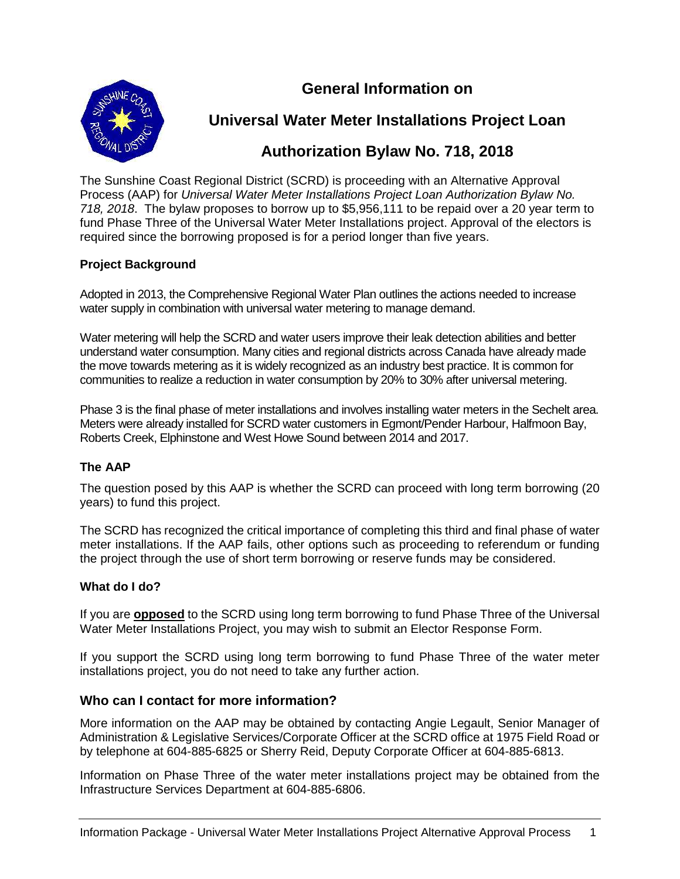# General Information on

# Universal Water Meter Installations Project Loan

# Authorization Bylaw No. 718, 2018

The Sunshine Coast Regional District (SCRD) is proceeding with an Alternative Approval Process (AAP) for *Universal Water Meter Installations Project Loan Authorization Bylaw No. 718, 2018*. The bylaw proposes to borrow up to $5,956,111 to be repaid over a 20 year term to fund Phase Three of the Universal Water Meter Installations project. Approval of the electors is required since the borrowing proposed is for a period longer than five years.

### Project Background

Adopted in 2013, the Comprehensive Regional Water Plan outlines the actions needed to increase water supply in combination with universal water metering to manage demand.

Water metering will help the SCRD and water users improve their leak detection abilities and better understand water consumption. Many cities and regional districts across Canada have already made the move towards metering as it is widely recognized as an industry best practice. It is common for communities to realize a reduction in water consumption by 20% to 30% after universal metering.

Phase 3 is the final phase of meter installations and involves installing water meters in the Sechelt area. Meters were already installed for SCRD water customers in Egmont/Pender Harbour, Halfmoon Bay, Roberts Creek, Elphinstone and West Howe Sound between 2014 and 2017.

### The AAP

The question posed by this AAP is whether the SCRD can proceed with long term borrowing (20 years) to fund this project.

The SCRD has recognized the critical importance of completing this third and final phase of water meter installations. If the AAP fails, other options such as proceeding to referendum or funding the project through the use of short term borrowing or reserve funds may be considered.

### What do I do?

If you are **opposed** to the SCRD using long term borrowing to fund Phase Three of the Universal Water Meter Installations Project, you may wish to submit an Elector Response Form.

If you support the SCRD using long term borrowing to fund Phase Three of the water meter installations project, you do not need to take any further action.

## Who can I contact for more information?

More information on the AAP may be obtained by contacting Angie Legault, Senior Manager of Administration & Legislative Services/Corporate Officer at the SCRD office at 1975 Field Road or by telephone at 604-885-6825 or Sherry Reid, Deputy Corporate Officer at 604-885-6813.

Information on Phase Three of the water meter installations project may be obtained from the Infrastructure Services Department at 604-885-6806.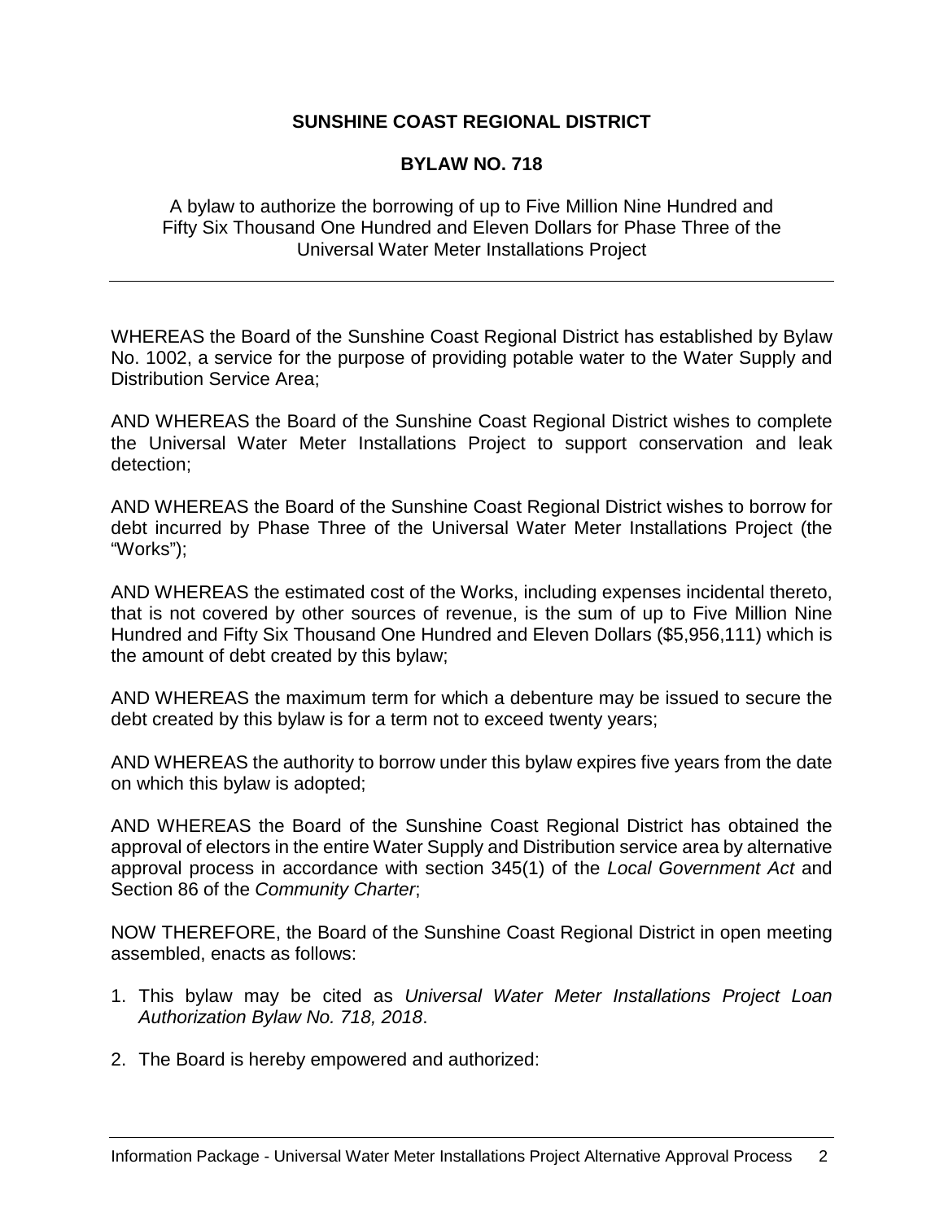**SUNSHINE COAST REGIONAL DISTRICT**

**BYLAW NO. 718**

A bylaw to authorize the borrowing of up to Five Million Nine Hundred and Fifty Six Thousand One Hundred and Eleven Dollars for Phase Three of the Universal Water Meter Installations Project

---

WHEREAS the Board of the Sunshine Coast Regional District has established by Bylaw No. 1002, a service for the purpose of providing potable water to the Water Supply and Distribution Service Area;

AND WHEREAS the Board of the Sunshine Coast Regional District wishes to complete the Universal Water Meter Installations Project to support conservation and leak detection;

AND WHEREAS the Board of the Sunshine Coast Regional District wishes to borrow for debt incurred by Phase Three of the Universal Water Meter Installations Project (the "Works");

AND WHEREAS the estimated cost of the Works, including expenses incidental thereto, that is not covered by other sources of revenue, is the sum of up to Five Million Nine Hundred and Fifty Six Thousand One Hundred and Eleven Dollars ($5,956,111) which is the amount of debt created by this bylaw;

AND WHEREAS the maximum term for which a debenture may be issued to secure the debt created by this bylaw is for a term not to exceed twenty years;

AND WHEREAS the authority to borrow under this bylaw expires five years from the date on which this bylaw is adopted;

AND WHEREAS the Board of the Sunshine Coast Regional District has obtained the approval of electors in the entire Water Supply and Distribution service area by alternative approval process in accordance with section 345(1) of the *Local Government Act* and Section 86 of the *Community Charter*;

NOW THEREFORE, the Board of the Sunshine Coast Regional District in open meeting assembled, enacts as follows:

1. This bylaw may be cited as *Universal Water Meter Installations Project Loan Authorization Bylaw No. 718, 2018*.
2. The Board is hereby empowered and authorized: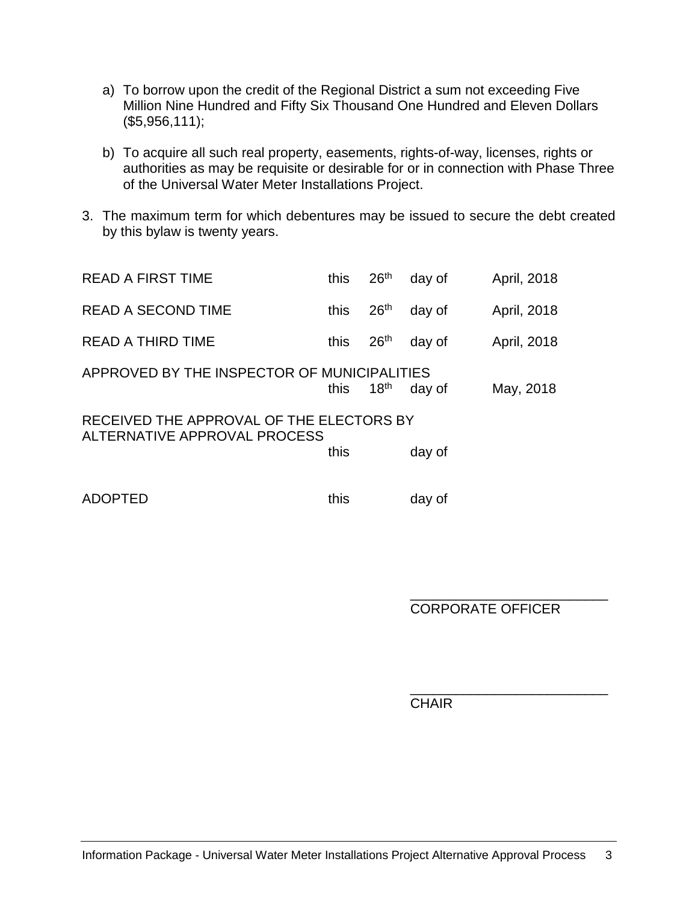a) To borrow upon the credit of the Regional District a sum not exceeding Five Million Nine Hundred and Fifty Six Thousand One Hundred and Eleven Dollars ($5,956,111);

b) To acquire all such real property, easements, rights-of-way, licenses, rights or authorities as may be requisite or desirable for or in connection with Phase Three of the Universal Water Meter Installations Project.

3. The maximum term for which debentures may be issued to secure the debt created by this bylaw is twenty years.

| | | | | |
|---|---|---|---|---|
| READ A FIRST TIME | this | 26th | day of | April, 2018 |
| READ A SECOND TIME | this | 26th | day of | April, 2018 |
| READ A THIRD TIME | this | 26th | day of | April, 2018 |
| APPROVED BY THE INSPECTOR OF MUNICIPALITIES | this | 18th | day of | May, 2018 |
| RECEIVED THE APPROVAL OF THE ELECTORS BY ALTERNATIVE APPROVAL PROCESS | this | | day of | |
| ADOPTED | this | | day of | |

\_\_\_\_\_\_\_\_\_\_\_\_\_\_\_\_\_\_\_\_\_\_\_\_\_\_
CORPORATE OFFICER

\_\_\_\_\_\_\_\_\_\_\_\_\_\_\_\_\_\_\_\_\_\_\_\_\_\_
CHAIR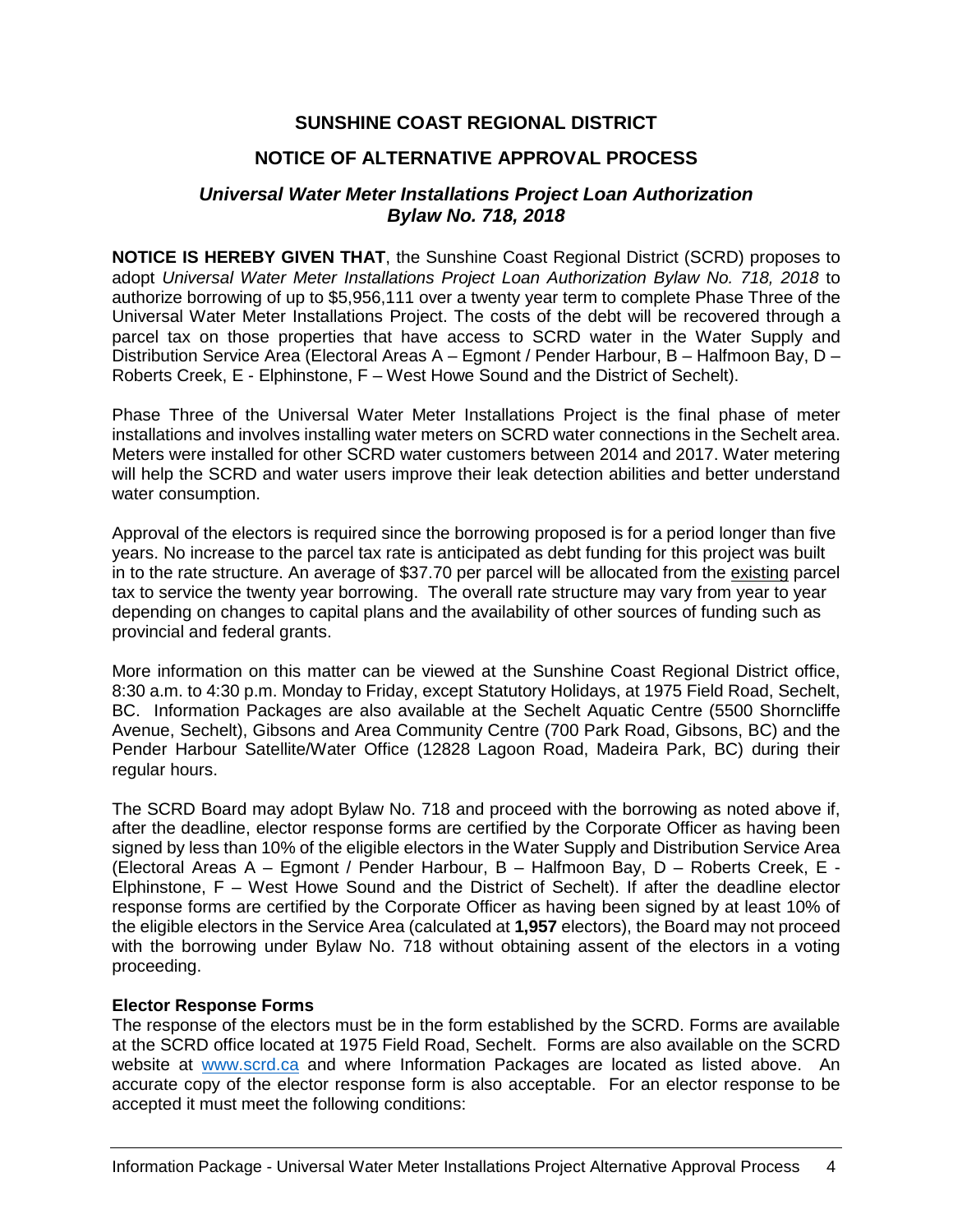# SUNSHINE COAST REGIONAL DISTRICT

## NOTICE OF ALTERNATIVE APPROVAL PROCESS

### *Universal Water Meter Installations Project Loan Authorization Bylaw No. 718, 2018*

**NOTICE IS HEREBY GIVEN THAT**, the Sunshine Coast Regional District (SCRD) proposes to adopt *Universal Water Meter Installations Project Loan Authorization Bylaw No. 718, 2018* to authorize borrowing of up to $5,956,111 over a twenty year term to complete Phase Three of the Universal Water Meter Installations Project. The costs of the debt will be recovered through a parcel tax on those properties that have access to SCRD water in the Water Supply and Distribution Service Area (Electoral Areas A – Egmont / Pender Harbour, B – Halfmoon Bay, D – Roberts Creek, E - Elphinstone, F – West Howe Sound and the District of Sechelt).

Phase Three of the Universal Water Meter Installations Project is the final phase of meter installations and involves installing water meters on SCRD water connections in the Sechelt area. Meters were installed for other SCRD water customers between 2014 and 2017. Water metering will help the SCRD and water users improve their leak detection abilities and better understand water consumption.

Approval of the electors is required since the borrowing proposed is for a period longer than five years. No increase to the parcel tax rate is anticipated as debt funding for this project was built in to the rate structure. An average of $37.70 per parcel will be allocated from the existing parcel tax to service the twenty year borrowing. The overall rate structure may vary from year to year depending on changes to capital plans and the availability of other sources of funding such as provincial and federal grants.

More information on this matter can be viewed at the Sunshine Coast Regional District office, 8:30 a.m. to 4:30 p.m. Monday to Friday, except Statutory Holidays, at 1975 Field Road, Sechelt, BC. Information Packages are also available at the Sechelt Aquatic Centre (5500 Shorncliffe Avenue, Sechelt), Gibsons and Area Community Centre (700 Park Road, Gibsons, BC) and the Pender Harbour Satellite/Water Office (12828 Lagoon Road, Madeira Park, BC) during their regular hours.

The SCRD Board may adopt Bylaw No. 718 and proceed with the borrowing as noted above if, after the deadline, elector response forms are certified by the Corporate Officer as having been signed by less than 10% of the eligible electors in the Water Supply and Distribution Service Area (Electoral Areas A – Egmont / Pender Harbour, B – Halfmoon Bay, D – Roberts Creek, E - Elphinstone, F – West Howe Sound and the District of Sechelt). If after the deadline elector response forms are certified by the Corporate Officer as having been signed by at least 10% of the eligible electors in the Service Area (calculated at **1,957** electors), the Board may not proceed with the borrowing under Bylaw No. 718 without obtaining assent of the electors in a voting proceeding.

**Elector Response Forms**

The response of the electors must be in the form established by the SCRD. Forms are available at the SCRD office located at 1975 Field Road, Sechelt. Forms are also available on the SCRD website at www.scrd.ca and where Information Packages are located as listed above. An accurate copy of the elector response form is also acceptable. For an elector response to be accepted it must meet the following conditions: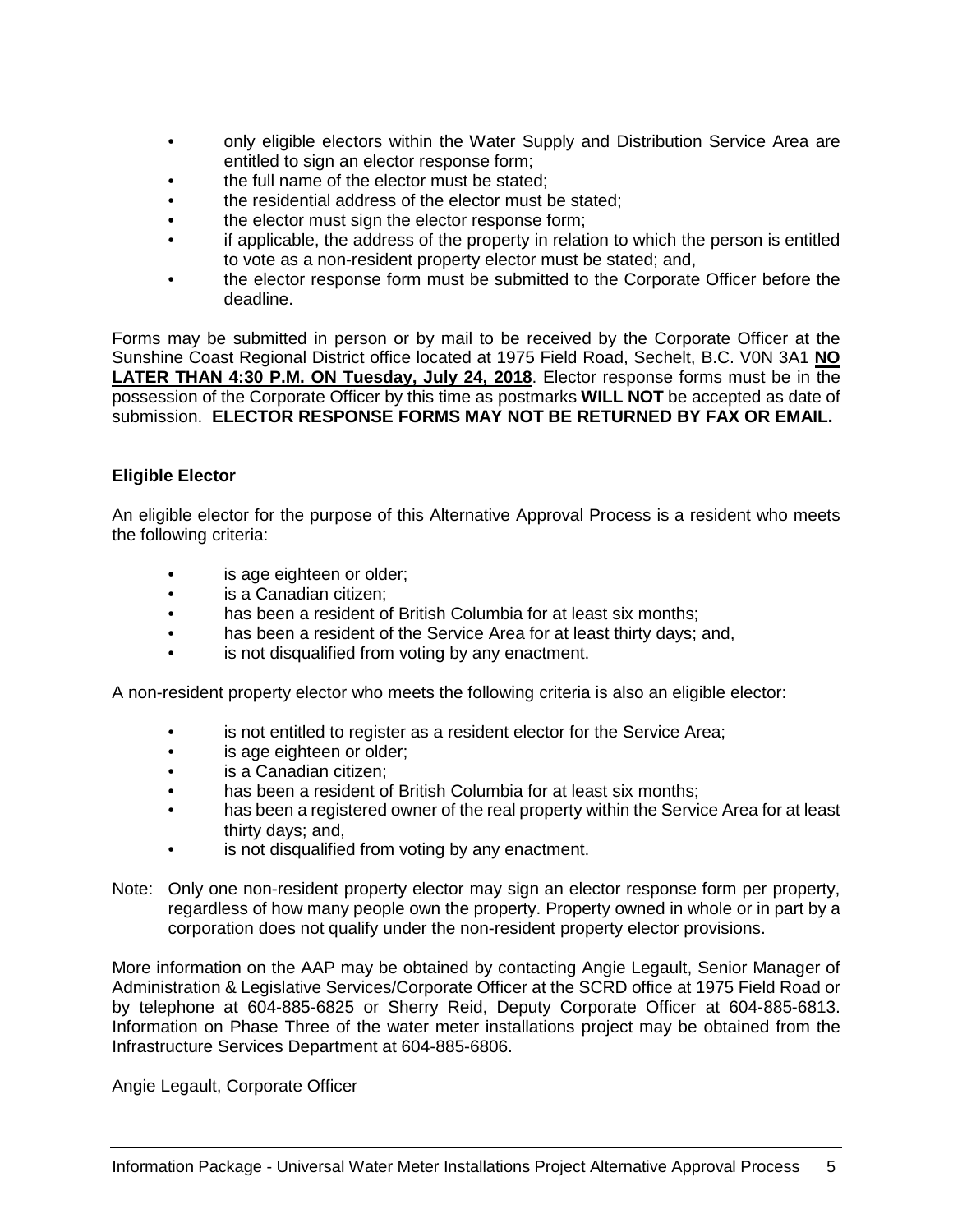- only eligible electors within the Water Supply and Distribution Service Area are entitled to sign an elector response form;
- the full name of the elector must be stated;
- the residential address of the elector must be stated;
- the elector must sign the elector response form;
- if applicable, the address of the property in relation to which the person is entitled to vote as a non-resident property elector must be stated; and,
- the elector response form must be submitted to the Corporate Officer before the deadline.

Forms may be submitted in person or by mail to be received by the Corporate Officer at the Sunshine Coast Regional District office located at 1975 Field Road, Sechelt, B.C. V0N 3A1 **NO LATER THAN 4:30 P.M. ON Tuesday, July 24, 2018**. Elector response forms must be in the possession of the Corporate Officer by this time as postmarks **WILL NOT** be accepted as date of submission. **ELECTOR RESPONSE FORMS MAY NOT BE RETURNED BY FAX OR EMAIL.**

**Eligible Elector**

An eligible elector for the purpose of this Alternative Approval Process is a resident who meets the following criteria:

- is age eighteen or older;
- is a Canadian citizen;
- has been a resident of British Columbia for at least six months;
- has been a resident of the Service Area for at least thirty days; and,
- is not disqualified from voting by any enactment.

A non-resident property elector who meets the following criteria is also an eligible elector:

- is not entitled to register as a resident elector for the Service Area;
- is age eighteen or older;
- is a Canadian citizen;
- has been a resident of British Columbia for at least six months;
- has been a registered owner of the real property within the Service Area for at least thirty days; and,
- is not disqualified from voting by any enactment.

Note: Only one non-resident property elector may sign an elector response form per property, regardless of how many people own the property. Property owned in whole or in part by a corporation does not qualify under the non-resident property elector provisions.

More information on the AAP may be obtained by contacting Angie Legault, Senior Manager of Administration & Legislative Services/Corporate Officer at the SCRD office at 1975 Field Road or by telephone at 604-885-6825 or Sherry Reid, Deputy Corporate Officer at 604-885-6813. Information on Phase Three of the water meter installations project may be obtained from the Infrastructure Services Department at 604-885-6806.

Angie Legault, Corporate Officer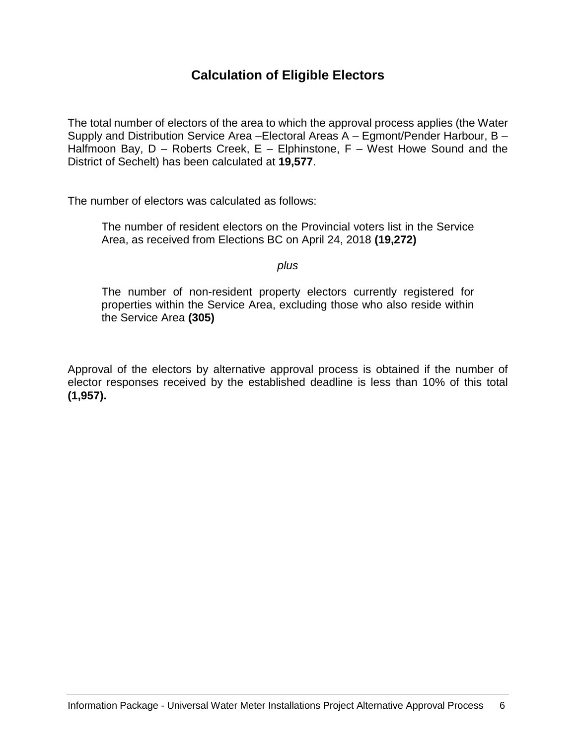# Calculation of Eligible Electors

The total number of electors of the area to which the approval process applies (the Water Supply and Distribution Service Area –Electoral Areas A – Egmont/Pender Harbour, B – Halfmoon Bay, D – Roberts Creek, E – Elphinstone, F – West Howe Sound and the District of Sechelt) has been calculated at **19,577**.

The number of electors was calculated as follows:

> The number of resident electors on the Provincial voters list in the Service Area, as received from Elections BC on April 24, 2018 **(19,272)**
>
> *plus*
>
> The number of non-resident property electors currently registered for properties within the Service Area, excluding those who also reside within the Service Area **(305)**

Approval of the electors by alternative approval process is obtained if the number of elector responses received by the established deadline is less than 10% of this total **(1,957).**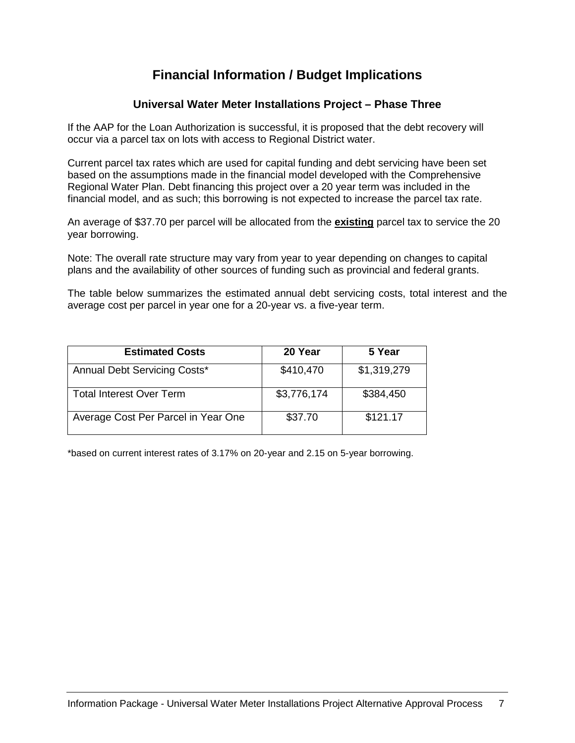# Financial Information / Budget Implications

## Universal Water Meter Installations Project – Phase Three

If the AAP for the Loan Authorization is successful, it is proposed that the debt recovery will occur via a parcel tax on lots with access to Regional District water.

Current parcel tax rates which are used for capital funding and debt servicing have been set based on the assumptions made in the financial model developed with the Comprehensive Regional Water Plan. Debt financing this project over a 20 year term was included in the financial model, and as such; this borrowing is not expected to increase the parcel tax rate.

An average of $37.70 per parcel will be allocated from the **existing** parcel tax to service the 20 year borrowing.

Note: The overall rate structure may vary from year to year depending on changes to capital plans and the availability of other sources of funding such as provincial and federal grants.

The table below summarizes the estimated annual debt servicing costs, total interest and the average cost per parcel in year one for a 20-year vs. a five-year term.

| Estimated Costs | 20 Year | 5 Year |
|---|---|---|
| Annual Debt Servicing Costs* | $410,470 | $1,319,279 |
| Total Interest Over Term | $3,776,174 | $384,450 |
| Average Cost Per Parcel in Year One | $37.70 | $121.17 |

*based on current interest rates of 3.17% on 20-year and 2.15 on 5-year borrowing.